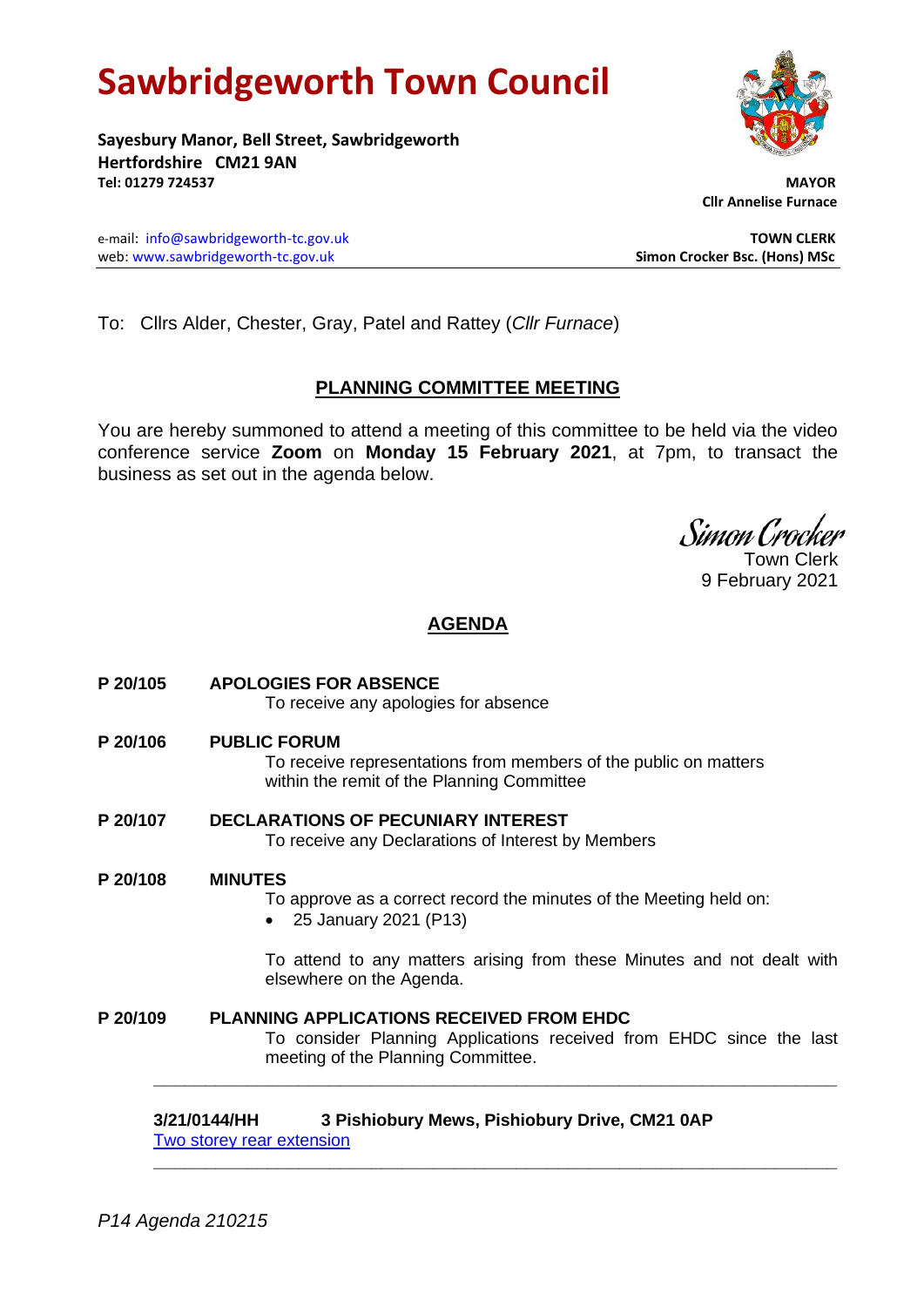# Sawbridgeworth Town Council

**Sayesbury Manor, Bell Street, Sawbridgeworth**
**Hertfordshire CM21 9AN**
**Tel: 01279 724537**

**MAYOR**
**Cllr Annelise Furnace**

e-mail: info@sawbridgeworth-tc.gov.uk
web: www.sawbridgeworth-tc.gov.uk

**TOWN CLERK**
**Simon Crocker Bsc. (Hons) MSc**

---

To: Cllrs Alder, Chester, Gray, Patel and Rattey (*Cllr Furnace*)

## PLANNING COMMITTEE MEETING

You are hereby summoned to attend a meeting of this committee to be held via the video conference service **Zoom** on **Monday 15 February 2021**, at 7pm, to transact the business as set out in the agenda below.

*Simon Crocker*
Town Clerk
9 February 2021

## AGENDA

**P 20/105 APOLOGIES FOR ABSENCE**
To receive any apologies for absence

**P 20/106 PUBLIC FORUM**
To receive representations from members of the public on matters within the remit of the Planning Committee

**P 20/107 DECLARATIONS OF PECUNIARY INTEREST**
To receive any Declarations of Interest by Members

**P 20/108 MINUTES**
To approve as a correct record the minutes of the Meeting held on:

- 25 January 2021 (P13)

To attend to any matters arising from these Minutes and not dealt with elsewhere on the Agenda.

**P 20/109 PLANNING APPLICATIONS RECEIVED FROM EHDC**
To consider Planning Applications received from EHDC since the last meeting of the Planning Committee.

---

**3/21/0144/HH 3 Pishiobury Mews, Pishiobury Drive, CM21 0AP**
Two storey rear extension

---

*P14 Agenda 210215*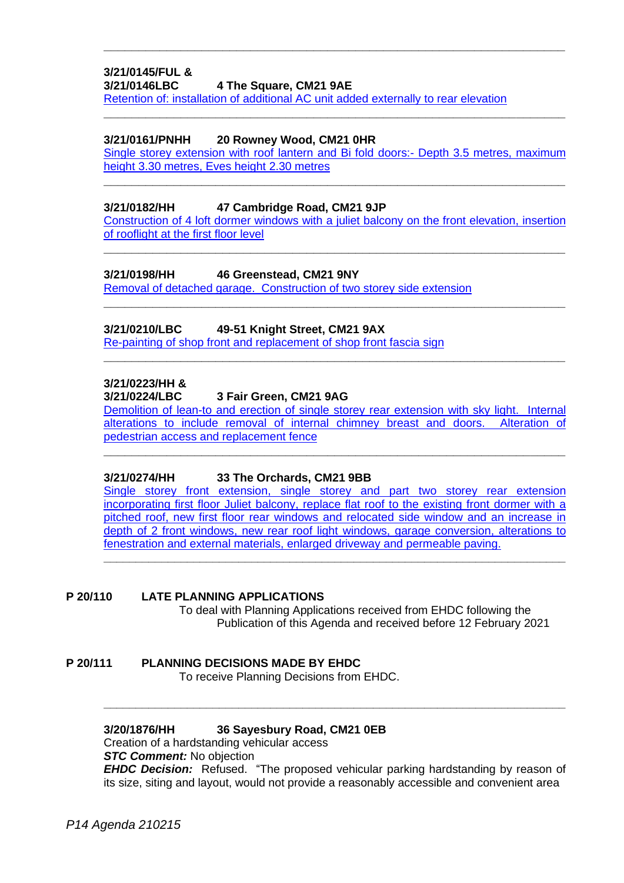---

**3/21/0145/FUL &**
**3/21/0146LBC 4 The Square, CM21 9AE**
Retention of: installation of additional AC unit added externally to rear elevation

---

**3/21/0161/PNHH 20 Rowney Wood, CM21 0HR**
Single storey extension with roof lantern and Bi fold doors:- Depth 3.5 metres, maximum height 3.30 metres, Eves height 2.30 metres

---

**3/21/0182/HH 47 Cambridge Road, CM21 9JP**
Construction of 4 loft dormer windows with a juliet balcony on the front elevation, insertion of rooflight at the first floor level

---

**3/21/0198/HH 46 Greenstead, CM21 9NY**
Removal of detached garage. Construction of two storey side extension

---

**3/21/0210/LBC 49-51 Knight Street, CM21 9AX**
Re-painting of shop front and replacement of shop front fascia sign

---

**3/21/0223/HH &**
**3/21/0224/LBC 3 Fair Green, CM21 9AG**
Demolition of lean-to and erection of single storey rear extension with sky light. Internal alterations to include removal of internal chimney breast and doors. Alteration of pedestrian access and replacement fence

---

**3/21/0274/HH 33 The Orchards, CM21 9BB**
Single storey front extension, single storey and part two storey rear extension incorporating first floor Juliet balcony, replace flat roof to the existing front dormer with a pitched roof, new first floor rear windows and relocated side window and an increase in depth of 2 front windows, new rear roof light windows, garage conversion, alterations to fenestration and external materials, enlarged driveway and permeable paving.

---

**P 20/110 LATE PLANNING APPLICATIONS**

To deal with Planning Applications received from EHDC following the Publication of this Agenda and received before 12 February 2021

**P 20/111 PLANNING DECISIONS MADE BY EHDC**

To receive Planning Decisions from EHDC.

---

**3/20/1876/HH 36 Sayesbury Road, CM21 0EB**
Creation of a hardstanding vehicular access
***STC Comment:*** No objection
***EHDC Decision:*** Refused. "The proposed vehicular parking hardstanding by reason of its size, siting and layout, would not provide a reasonably accessible and convenient area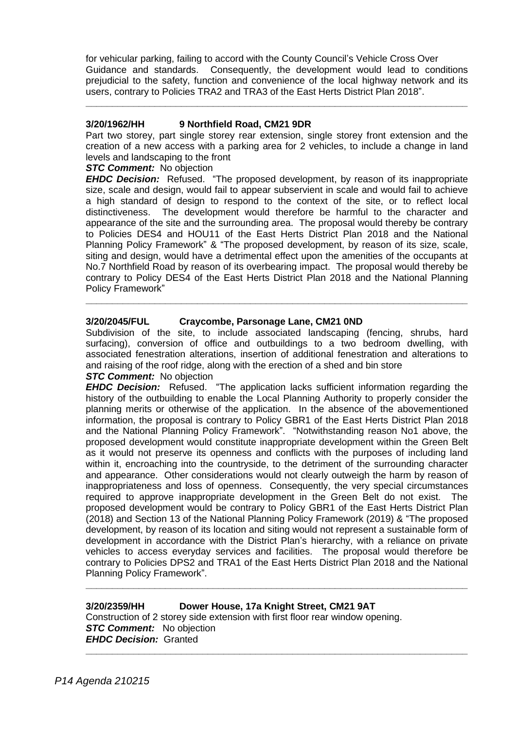for vehicular parking, failing to accord with the County Council's Vehicle Cross Over Guidance and standards. Consequently, the development would lead to conditions prejudicial to the safety, function and convenience of the local highway network and its users, contrary to Policies TRA2 and TRA3 of the East Herts District Plan 2018".

---

**3/20/1962/HH 9 Northfield Road, CM21 9DR**

Part two storey, part single storey rear extension, single storey front extension and the creation of a new access with a parking area for 2 vehicles, to include a change in land levels and landscaping to the front

***STC Comment:*** No objection

***EHDC Decision:*** Refused. "The proposed development, by reason of its inappropriate size, scale and design, would fail to appear subservient in scale and would fail to achieve a high standard of design to respond to the context of the site, or to reflect local distinctiveness. The development would therefore be harmful to the character and appearance of the site and the surrounding area. The proposal would thereby be contrary to Policies DES4 and HOU11 of the East Herts District Plan 2018 and the National Planning Policy Framework" & "The proposed development, by reason of its size, scale, siting and design, would have a detrimental effect upon the amenities of the occupants at No.7 Northfield Road by reason of its overbearing impact. The proposal would thereby be contrary to Policy DES4 of the East Herts District Plan 2018 and the National Planning Policy Framework"

---

**3/20/2045/FUL Craycombe, Parsonage Lane, CM21 0ND**

Subdivision of the site, to include associated landscaping (fencing, shrubs, hard surfacing), conversion of office and outbuildings to a two bedroom dwelling, with associated fenestration alterations, insertion of additional fenestration and alterations to and raising of the roof ridge, along with the erection of a shed and bin store

***STC Comment:*** No objection

***EHDC Decision:*** Refused. "The application lacks sufficient information regarding the history of the outbuilding to enable the Local Planning Authority to properly consider the planning merits or otherwise of the application. In the absence of the abovementioned information, the proposal is contrary to Policy GBR1 of the East Herts District Plan 2018 and the National Planning Policy Framework". "Notwithstanding reason No1 above, the proposed development would constitute inappropriate development within the Green Belt as it would not preserve its openness and conflicts with the purposes of including land within it, encroaching into the countryside, to the detriment of the surrounding character and appearance. Other considerations would not clearly outweigh the harm by reason of inappropriateness and loss of openness. Consequently, the very special circumstances required to approve inappropriate development in the Green Belt do not exist. The proposed development would be contrary to Policy GBR1 of the East Herts District Plan (2018) and Section 13 of the National Planning Policy Framework (2019) & "The proposed development, by reason of its location and siting would not represent a sustainable form of development in accordance with the District Plan's hierarchy, with a reliance on private vehicles to access everyday services and facilities. The proposal would therefore be contrary to Policies DPS2 and TRA1 of the East Herts District Plan 2018 and the National Planning Policy Framework".

---

**3/20/2359/HH Dower House, 17a Knight Street, CM21 9AT**

Construction of 2 storey side extension with first floor rear window opening.

***STC Comment:*** No objection

***EHDC Decision:*** Granted

---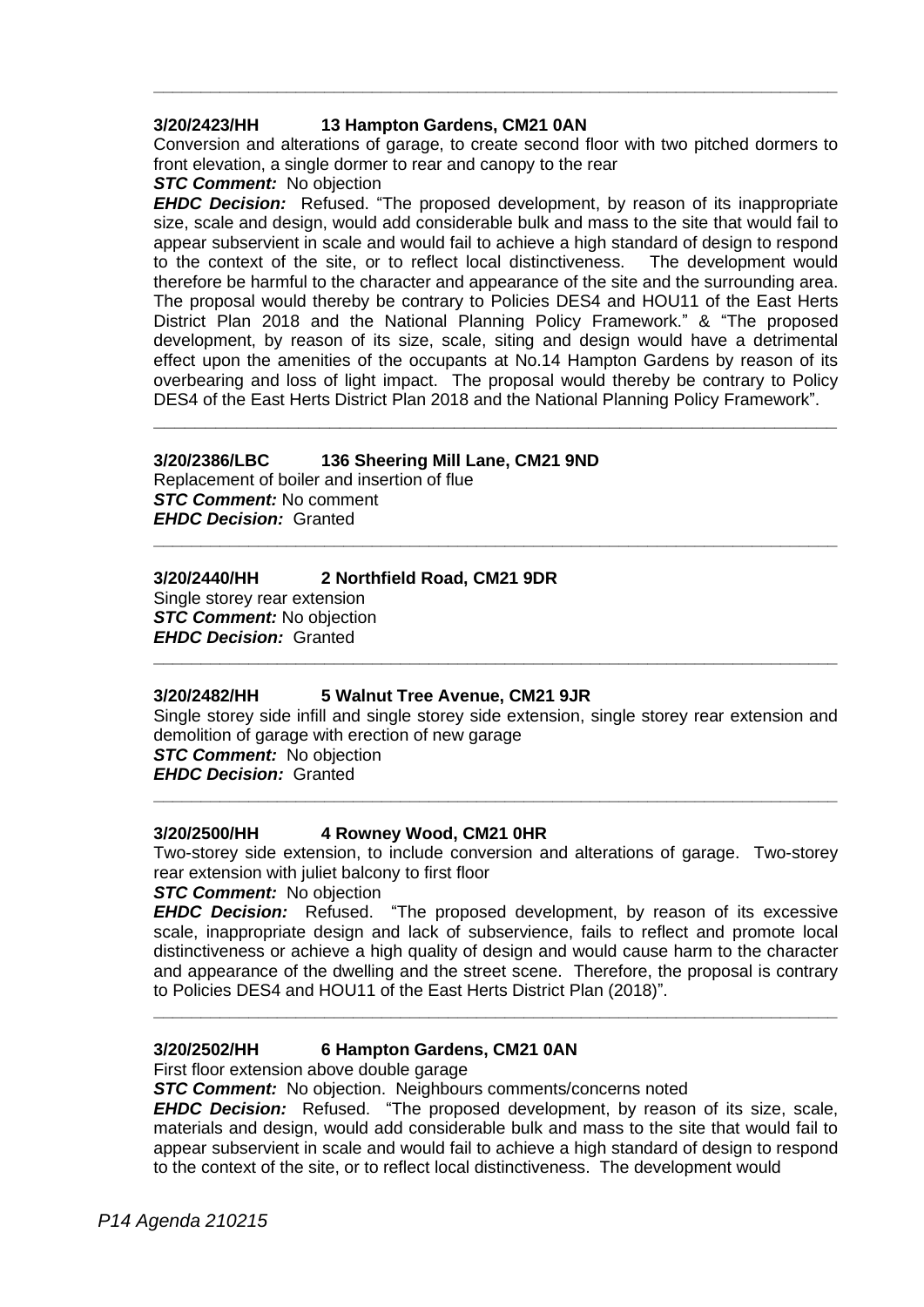**3/20/2423/HH 13 Hampton Gardens, CM21 0AN**

Conversion and alterations of garage, to create second floor with two pitched dormers to front elevation, a single dormer to rear and canopy to the rear

***STC Comment:*** No objection

***EHDC Decision:*** Refused. "The proposed development, by reason of its inappropriate size, scale and design, would add considerable bulk and mass to the site that would fail to appear subservient in scale and would fail to achieve a high standard of design to respond to the context of the site, or to reflect local distinctiveness. The development would therefore be harmful to the character and appearance of the site and the surrounding area. The proposal would thereby be contrary to Policies DES4 and HOU11 of the East Herts District Plan 2018 and the National Planning Policy Framework." & "The proposed development, by reason of its size, scale, siting and design would have a detrimental effect upon the amenities of the occupants at No.14 Hampton Gardens by reason of its overbearing and loss of light impact. The proposal would thereby be contrary to Policy DES4 of the East Herts District Plan 2018 and the National Planning Policy Framework".

---

**3/20/2386/LBC 136 Sheering Mill Lane, CM21 9ND**

Replacement of boiler and insertion of flue

***STC Comment:*** No comment

***EHDC Decision:*** Granted

---

**3/20/2440/HH 2 Northfield Road, CM21 9DR**

Single storey rear extension

***STC Comment:*** No objection

***EHDC Decision:*** Granted

---

**3/20/2482/HH 5 Walnut Tree Avenue, CM21 9JR**

Single storey side infill and single storey side extension, single storey rear extension and demolition of garage with erection of new garage

***STC Comment:*** No objection

***EHDC Decision:*** Granted

---

**3/20/2500/HH 4 Rowney Wood, CM21 0HR**

Two-storey side extension, to include conversion and alterations of garage. Two-storey rear extension with juliet balcony to first floor

***STC Comment:*** No objection

***EHDC Decision:*** Refused. "The proposed development, by reason of its excessive scale, inappropriate design and lack of subservience, fails to reflect and promote local distinctiveness or achieve a high quality of design and would cause harm to the character and appearance of the dwelling and the street scene. Therefore, the proposal is contrary to Policies DES4 and HOU11 of the East Herts District Plan (2018)".

---

**3/20/2502/HH 6 Hampton Gardens, CM21 0AN**

First floor extension above double garage

***STC Comment:*** No objection. Neighbours comments/concerns noted

***EHDC Decision:*** Refused. "The proposed development, by reason of its size, scale, materials and design, would add considerable bulk and mass to the site that would fail to appear subservient in scale and would fail to achieve a high standard of design to respond to the context of the site, or to reflect local distinctiveness. The development would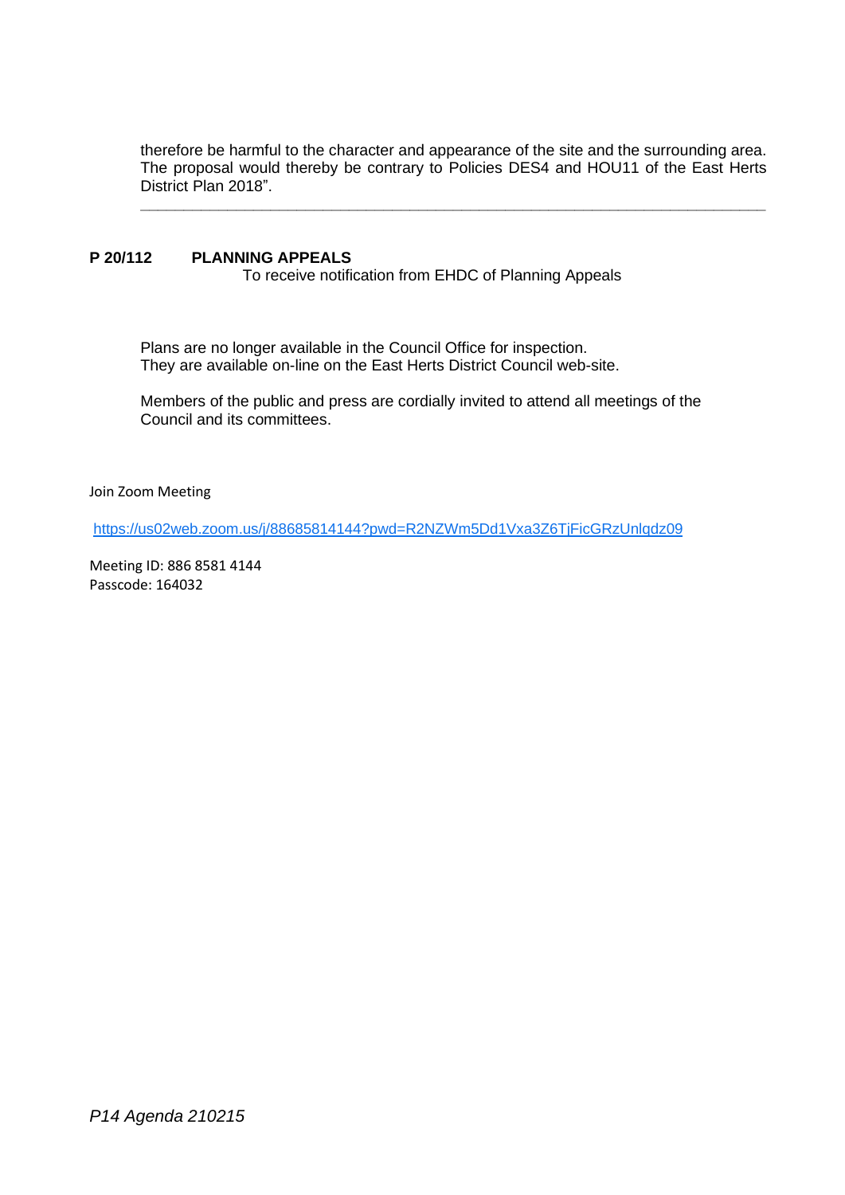therefore be harmful to the character and appearance of the site and the surrounding area. The proposal would thereby be contrary to Policies DES4 and HOU11 of the East Herts District Plan 2018".

---

**P 20/112 PLANNING APPEALS**

To receive notification from EHDC of Planning Appeals

Plans are no longer available in the Council Office for inspection.
They are available on-line on the East Herts District Council web-site.

Members of the public and press are cordially invited to attend all meetings of the Council and its committees.

Join Zoom Meeting

https://us02web.zoom.us/j/88685814144?pwd=R2NZWm5Dd1Vxa3Z6TjFicGRzUnlqdz09

Meeting ID: 886 8581 4144
Passcode: 164032

*P14 Agenda 210215*